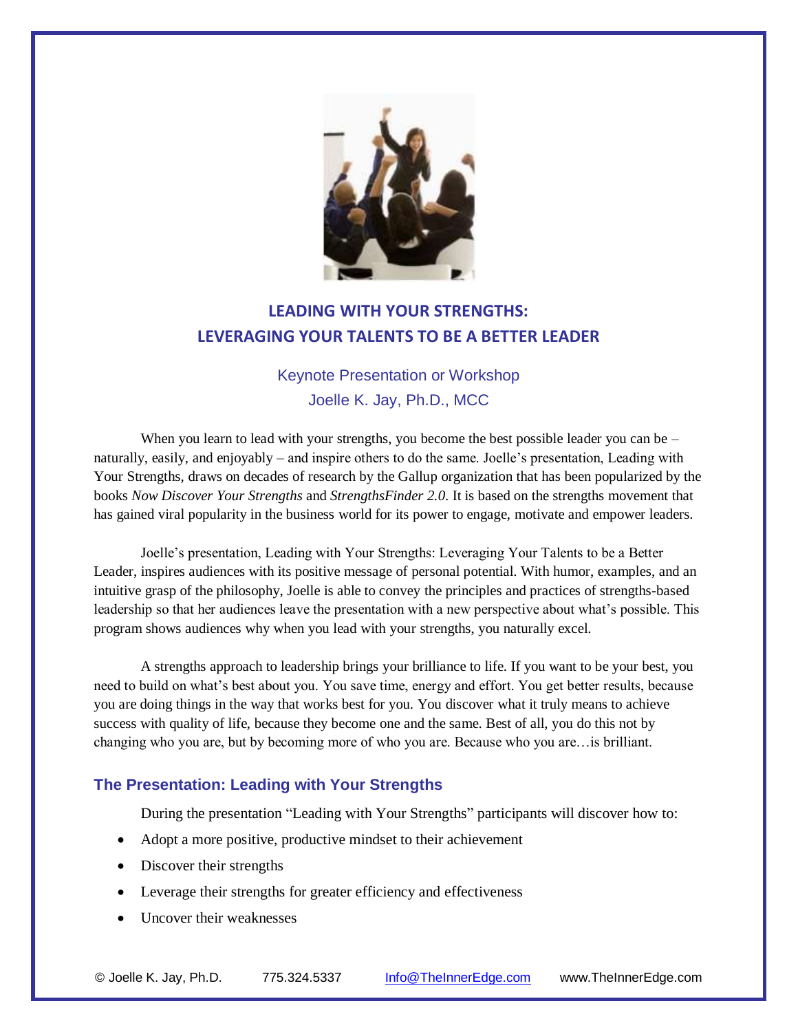# LEADING WITH YOUR STRENGTHS: LEVERAGING YOUR TALENTS TO BE A BETTER LEADER

Keynote Presentation or Workshop

Joelle K. Jay, Ph.D., MCC

When you learn to lead with your strengths, you become the best possible leader you can be – naturally, easily, and enjoyably – and inspire others to do the same. Joelle's presentation, Leading with Your Strengths, draws on decades of research by the Gallup organization that has been popularized by the books *Now Discover Your Strengths* and *StrengthsFinder 2.0*. It is based on the strengths movement that has gained viral popularity in the business world for its power to engage, motivate and empower leaders.

Joelle's presentation, Leading with Your Strengths: Leveraging Your Talents to be a Better Leader, inspires audiences with its positive message of personal potential. With humor, examples, and an intuitive grasp of the philosophy, Joelle is able to convey the principles and practices of strengths-based leadership so that her audiences leave the presentation with a new perspective about what's possible. This program shows audiences why when you lead with your strengths, you naturally excel.

A strengths approach to leadership brings your brilliance to life. If you want to be your best, you need to build on what's best about you. You save time, energy and effort. You get better results, because you are doing things in the way that works best for you. You discover what it truly means to achieve success with quality of life, because they become one and the same. Best of all, you do this not by changing who you are, but by becoming more of who you are. Because who you are…is brilliant.

## The Presentation: Leading with Your Strengths

During the presentation "Leading with Your Strengths" participants will discover how to:

- Adopt a more positive, productive mindset to their achievement
- Discover their strengths
- Leverage their strengths for greater efficiency and effectiveness
- Uncover their weaknesses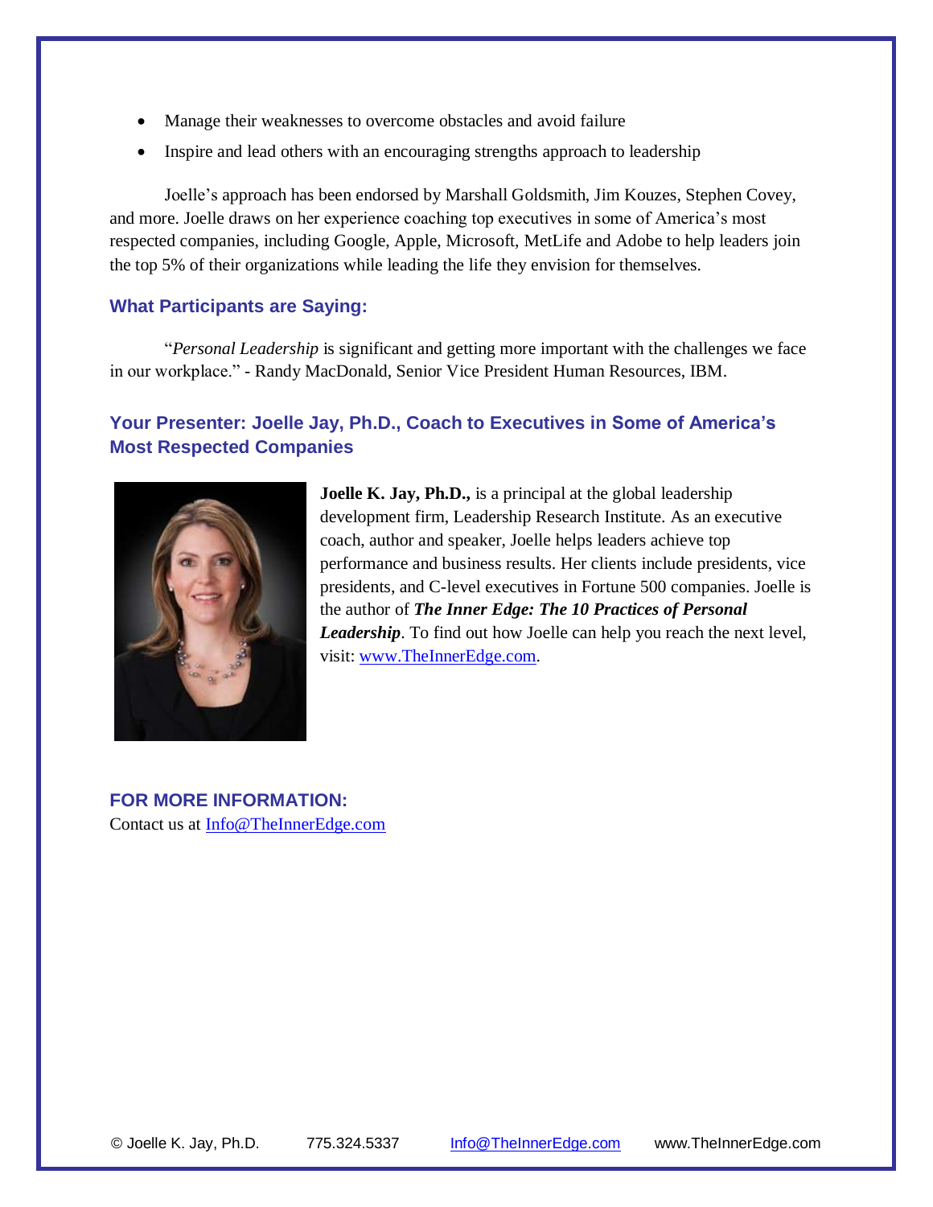- Manage their weaknesses to overcome obstacles and avoid failure
- Inspire and lead others with an encouraging strengths approach to leadership

Joelle's approach has been endorsed by Marshall Goldsmith, Jim Kouzes, Stephen Covey, and more. Joelle draws on her experience coaching top executives in some of America's most respected companies, including Google, Apple, Microsoft, MetLife and Adobe to help leaders join the top 5% of their organizations while leading the life they envision for themselves.

### What Participants are Saying:

"*Personal Leadership* is significant and getting more important with the challenges we face in our workplace." - Randy MacDonald, Senior Vice President Human Resources, IBM.

### Your Presenter: Joelle Jay, Ph.D., Coach to Executives in Some of America's Most Respected Companies

**Joelle K. Jay, Ph.D.,** is a principal at the global leadership development firm, Leadership Research Institute. As an executive coach, author and speaker, Joelle helps leaders achieve top performance and business results. Her clients include presidents, vice presidents, and C-level executives in Fortune 500 companies. Joelle is the author of ***The Inner Edge: The 10 Practices of Personal Leadership***. To find out how Joelle can help you reach the next level, visit: www.TheInnerEdge.com.

### FOR MORE INFORMATION:

Contact us at Info@TheInnerEdge.com